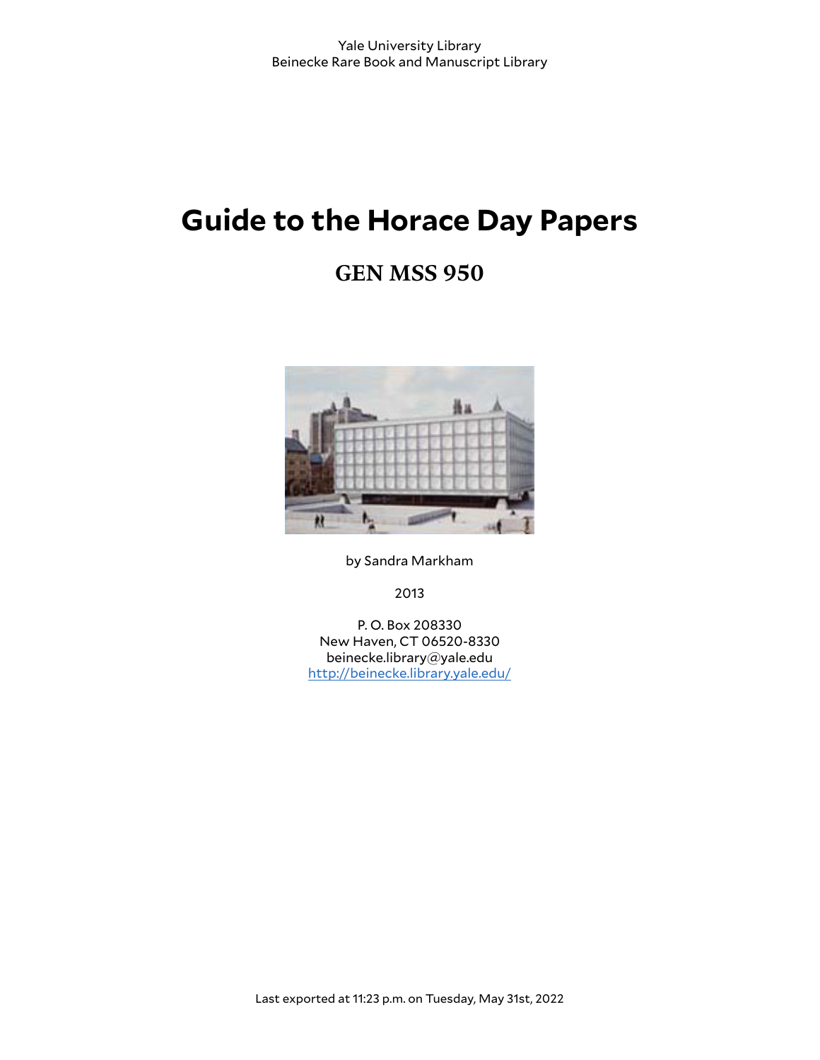Yale University Library
Beinecke Rare Book and Manuscript Library

# Guide to the Horace Day Papers

## GEN MSS 950

by Sandra Markham

2013

P. O. Box 208330
New Haven, CT 06520-8330
beinecke.library@yale.edu
http://beinecke.library.yale.edu/

Last exported at 11:23 p.m. on Tuesday, May 31st, 2022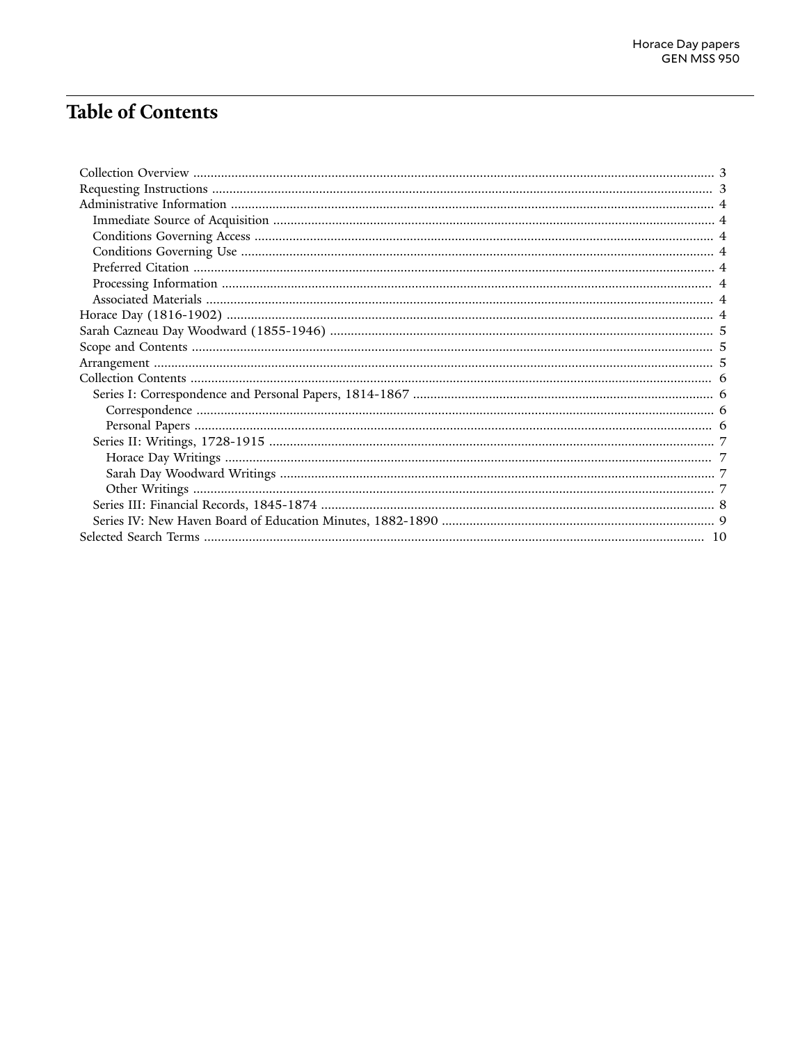# Table of Contents

- Collection Overview ..... 3
- Requesting Instructions ..... 3
- Administrative Information ..... 4
  - Immediate Source of Acquisition ..... 4
  - Conditions Governing Access ..... 4
  - Conditions Governing Use ..... 4
  - Preferred Citation ..... 4
  - Processing Information ..... 4
  - Associated Materials ..... 4
- Horace Day (1816-1902) ..... 4
- Sarah Cazneau Day Woodward (1855-1946) ..... 5
- Scope and Contents ..... 5
- Arrangement ..... 5
- Collection Contents ..... 6
  - Series I: Correspondence and Personal Papers, 1814-1867 ..... 6
    - Correspondence ..... 6
    - Personal Papers ..... 6
  - Series II: Writings, 1728-1915 ..... 7
    - Horace Day Writings ..... 7
    - Sarah Day Woodward Writings ..... 7
    - Other Writings ..... 7
  - Series III: Financial Records, 1845-1874 ..... 8
  - Series IV: New Haven Board of Education Minutes, 1882-1890 ..... 9
- Selected Search Terms ..... 10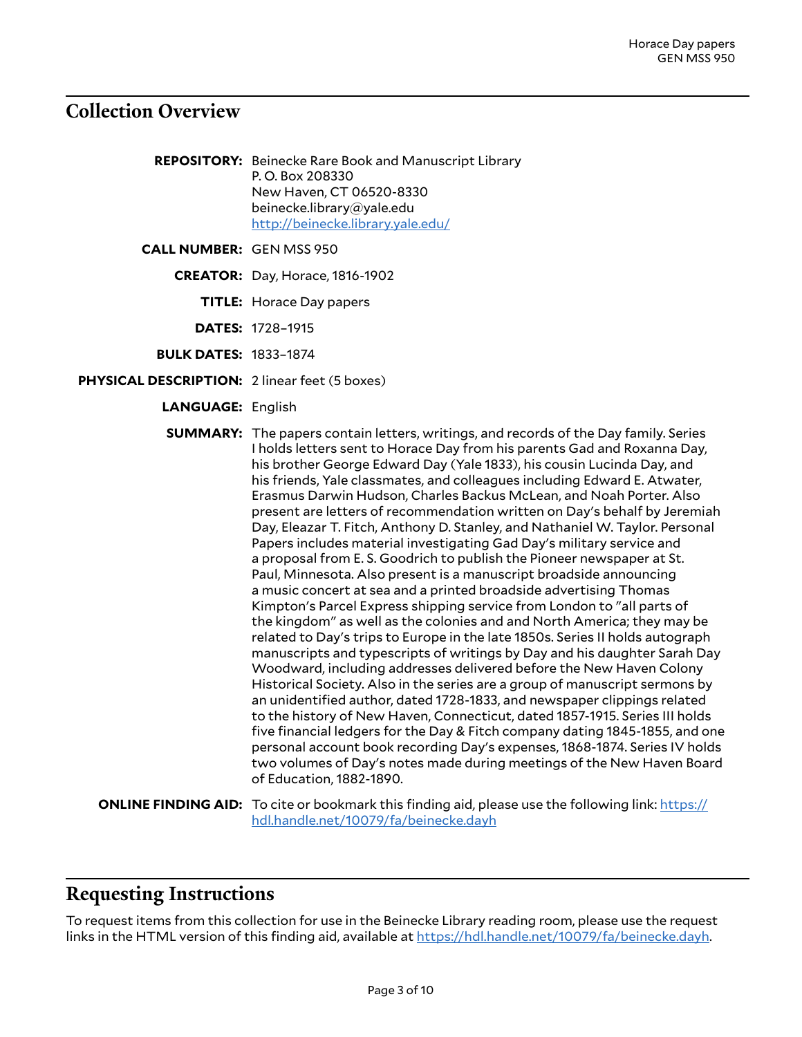## Collection Overview

**REPOSITORY:** Beinecke Rare Book and Manuscript Library
P. O. Box 208330
New Haven, CT 06520-8330
beinecke.library@yale.edu
http://beinecke.library.yale.edu/

**CALL NUMBER:** GEN MSS 950

**CREATOR:** Day, Horace, 1816-1902

**TITLE:** Horace Day papers

**DATES:** 1728–1915

**BULK DATES:** 1833–1874

**PHYSICAL DESCRIPTION:** 2 linear feet (5 boxes)

**LANGUAGE:** English

**SUMMARY:** The papers contain letters, writings, and records of the Day family. Series I holds letters sent to Horace Day from his parents Gad and Roxanna Day, his brother George Edward Day (Yale 1833), his cousin Lucinda Day, and his friends, Yale classmates, and colleagues including Edward E. Atwater, Erasmus Darwin Hudson, Charles Backus McLean, and Noah Porter. Also present are letters of recommendation written on Day's behalf by Jeremiah Day, Eleazar T. Fitch, Anthony D. Stanley, and Nathaniel W. Taylor. Personal Papers includes material investigating Gad Day's military service and a proposal from E. S. Goodrich to publish the Pioneer newspaper at St. Paul, Minnesota. Also present is a manuscript broadside announcing a music concert at sea and a printed broadside advertising Thomas Kimpton's Parcel Express shipping service from London to "all parts of the kingdom" as well as the colonies and and North America; they may be related to Day's trips to Europe in the late 1850s. Series II holds autograph manuscripts and typescripts of writings by Day and his daughter Sarah Day Woodward, including addresses delivered before the New Haven Colony Historical Society. Also in the series are a group of manuscript sermons by an unidentified author, dated 1728-1833, and newspaper clippings related to the history of New Haven, Connecticut, dated 1857-1915. Series III holds five financial ledgers for the Day & Fitch company dating 1845-1855, and one personal account book recording Day's expenses, 1868-1874. Series IV holds two volumes of Day's notes made during meetings of the New Haven Board of Education, 1882-1890.

**ONLINE FINDING AID:** To cite or bookmark this finding aid, please use the following link: https://hdl.handle.net/10079/fa/beinecke.dayh

## Requesting Instructions

To request items from this collection for use in the Beinecke Library reading room, please use the request links in the HTML version of this finding aid, available at https://hdl.handle.net/10079/fa/beinecke.dayh.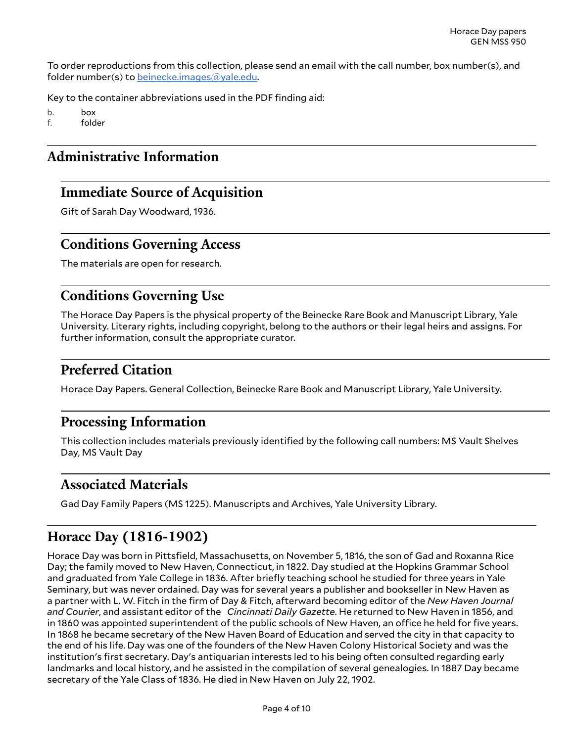To order reproductions from this collection, please send an email with the call number, box number(s), and folder number(s) to [beinecke.images@yale.edu](mailto:beinecke.images@yale.edu).

Key to the container abbreviations used in the PDF finding aid:

b. box
f. folder

## Administrative Information

### Immediate Source of Acquisition

Gift of Sarah Day Woodward, 1936.

### Conditions Governing Access

The materials are open for research.

### Conditions Governing Use

The Horace Day Papers is the physical property of the Beinecke Rare Book and Manuscript Library, Yale University. Literary rights, including copyright, belong to the authors or their legal heirs and assigns. For further information, consult the appropriate curator.

### Preferred Citation

Horace Day Papers. General Collection, Beinecke Rare Book and Manuscript Library, Yale University.

### Processing Information

This collection includes materials previously identified by the following call numbers: MS Vault Shelves Day, MS Vault Day

### Associated Materials

Gad Day Family Papers (MS 1225). Manuscripts and Archives, Yale University Library.

## Horace Day (1816-1902)

Horace Day was born in Pittsfield, Massachusetts, on November 5, 1816, the son of Gad and Roxanna Rice Day; the family moved to New Haven, Connecticut, in 1822. Day studied at the Hopkins Grammar School and graduated from Yale College in 1836. After briefly teaching school he studied for three years in Yale Seminary, but was never ordained. Day was for several years a publisher and bookseller in New Haven as a partner with L. W. Fitch in the firm of Day & Fitch, afterward becoming editor of the *New Haven Journal and Courier*, and assistant editor of the *Cincinnati Daily Gazette*. He returned to New Haven in 1856, and in 1860 was appointed superintendent of the public schools of New Haven, an office he held for five years. In 1868 he became secretary of the New Haven Board of Education and served the city in that capacity to the end of his life. Day was one of the founders of the New Haven Colony Historical Society and was the institution's first secretary. Day's antiquarian interests led to his being often consulted regarding early landmarks and local history, and he assisted in the compilation of several genealogies. In 1887 Day became secretary of the Yale Class of 1836. He died in New Haven on July 22, 1902.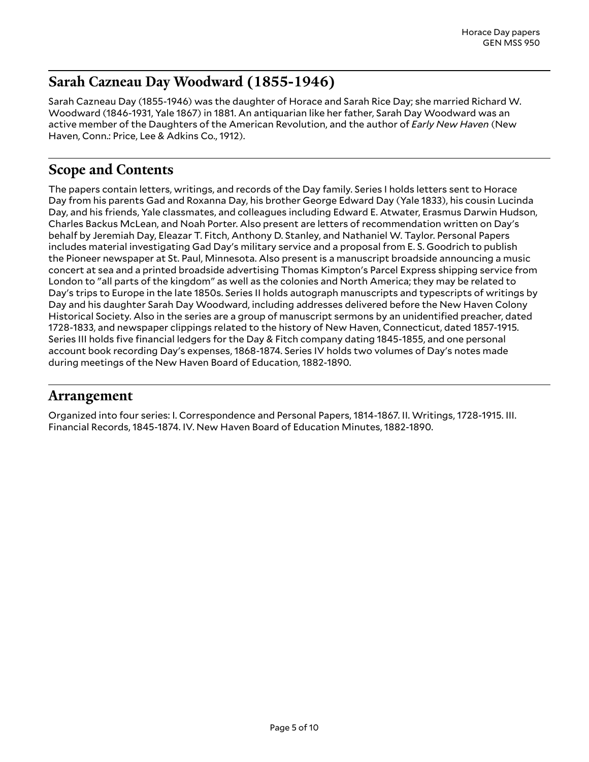## Sarah Cazneau Day Woodward (1855-1946)

Sarah Cazneau Day (1855-1946) was the daughter of Horace and Sarah Rice Day; she married Richard W. Woodward (1846-1931, Yale 1867) in 1881. An antiquarian like her father, Sarah Day Woodward was an active member of the Daughters of the American Revolution, and the author of *Early New Haven* (New Haven, Conn.: Price, Lee & Adkins Co., 1912).

## Scope and Contents

The papers contain letters, writings, and records of the Day family. Series I holds letters sent to Horace Day from his parents Gad and Roxanna Day, his brother George Edward Day (Yale 1833), his cousin Lucinda Day, and his friends, Yale classmates, and colleagues including Edward E. Atwater, Erasmus Darwin Hudson, Charles Backus McLean, and Noah Porter. Also present are letters of recommendation written on Day's behalf by Jeremiah Day, Eleazar T. Fitch, Anthony D. Stanley, and Nathaniel W. Taylor. Personal Papers includes material investigating Gad Day's military service and a proposal from E. S. Goodrich to publish the Pioneer newspaper at St. Paul, Minnesota. Also present is a manuscript broadside announcing a music concert at sea and a printed broadside advertising Thomas Kimpton's Parcel Express shipping service from London to "all parts of the kingdom" as well as the colonies and North America; they may be related to Day's trips to Europe in the late 1850s. Series II holds autograph manuscripts and typescripts of writings by Day and his daughter Sarah Day Woodward, including addresses delivered before the New Haven Colony Historical Society. Also in the series are a group of manuscript sermons by an unidentified preacher, dated 1728-1833, and newspaper clippings related to the history of New Haven, Connecticut, dated 1857-1915. Series III holds five financial ledgers for the Day & Fitch company dating 1845-1855, and one personal account book recording Day's expenses, 1868-1874. Series IV holds two volumes of Day's notes made during meetings of the New Haven Board of Education, 1882-1890.

## Arrangement

Organized into four series: I. Correspondence and Personal Papers, 1814-1867. II. Writings, 1728-1915. III. Financial Records, 1845-1874. IV. New Haven Board of Education Minutes, 1882-1890.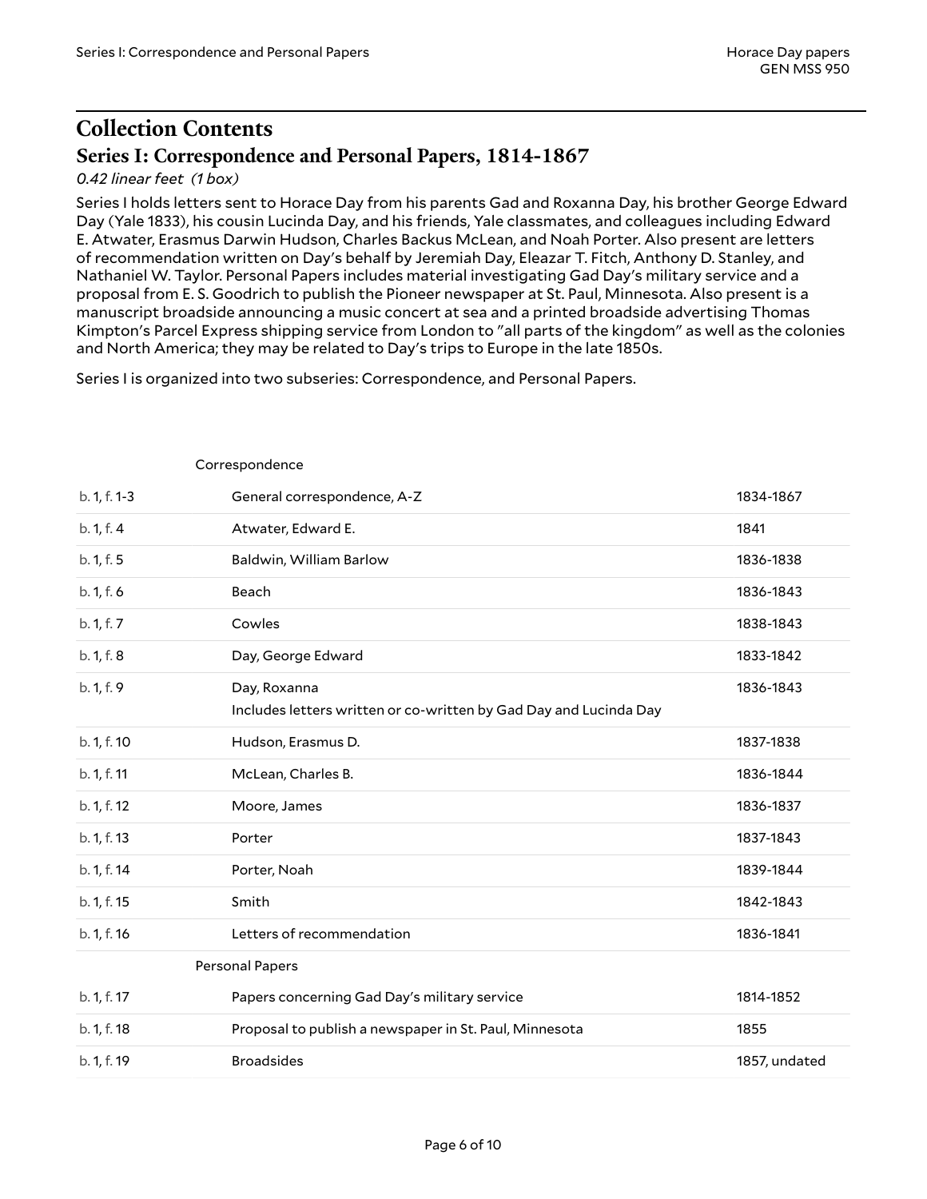# Collection Contents

## Series I: Correspondence and Personal Papers, 1814-1867

*0.42 linear feet (1 box)*

Series I holds letters sent to Horace Day from his parents Gad and Roxanna Day, his brother George Edward Day (Yale 1833), his cousin Lucinda Day, and his friends, Yale classmates, and colleagues including Edward E. Atwater, Erasmus Darwin Hudson, Charles Backus McLean, and Noah Porter. Also present are letters of recommendation written on Day's behalf by Jeremiah Day, Eleazar T. Fitch, Anthony D. Stanley, and Nathaniel W. Taylor. Personal Papers includes material investigating Gad Day's military service and a proposal from E. S. Goodrich to publish the Pioneer newspaper at St. Paul, Minnesota. Also present is a manuscript broadside announcing a music concert at sea and a printed broadside advertising Thomas Kimpton's Parcel Express shipping service from London to "all parts of the kingdom" as well as the colonies and North America; they may be related to Day's trips to Europe in the late 1850s.

Series I is organized into two subseries: Correspondence, and Personal Papers.

| | | |
|---|---|---|
| | Correspondence | |
| b. 1, f. 1-3 | General correspondence, A-Z | 1834-1867 |
| b. 1, f. 4 | Atwater, Edward E. | 1841 |
| b. 1, f. 5 | Baldwin, William Barlow | 1836-1838 |
| b. 1, f. 6 | Beach | 1836-1843 |
| b. 1, f. 7 | Cowles | 1838-1843 |
| b. 1, f. 8 | Day, George Edward | 1833-1842 |
| b. 1, f. 9 | Day, Roxanna<br>Includes letters written or co-written by Gad Day and Lucinda Day | 1836-1843 |
| b. 1, f. 10 | Hudson, Erasmus D. | 1837-1838 |
| b. 1, f. 11 | McLean, Charles B. | 1836-1844 |
| b. 1, f. 12 | Moore, James | 1836-1837 |
| b. 1, f. 13 | Porter | 1837-1843 |
| b. 1, f. 14 | Porter, Noah | 1839-1844 |
| b. 1, f. 15 | Smith | 1842-1843 |
| b. 1, f. 16 | Letters of recommendation | 1836-1841 |
| | Personal Papers | |
| b. 1, f. 17 | Papers concerning Gad Day's military service | 1814-1852 |
| b. 1, f. 18 | Proposal to publish a newspaper in St. Paul, Minnesota | 1855 |
| b. 1, f. 19 | Broadsides | 1857, undated |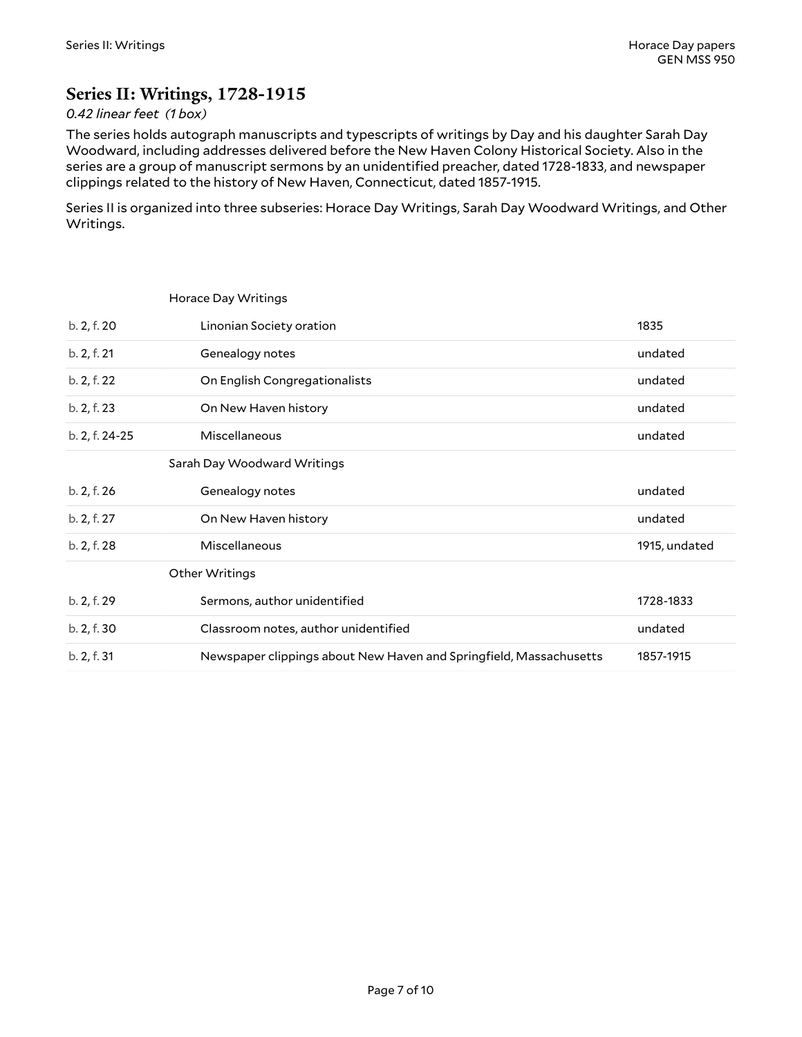## Series II: Writings, 1728-1915

*0.42 linear feet (1 box)*

The series holds autograph manuscripts and typescripts of writings by Day and his daughter Sarah Day Woodward, including addresses delivered before the New Haven Colony Historical Society. Also in the series are a group of manuscript sermons by an unidentified preacher, dated 1728-1833, and newspaper clippings related to the history of New Haven, Connecticut, dated 1857-1915.

Series II is organized into three subseries: Horace Day Writings, Sarah Day Woodward Writings, and Other Writings.

| | | |
|---|---|---|
| | **Horace Day Writings** | |
| b. 2, f. 20 | Linonian Society oration | 1835 |
| b. 2, f. 21 | Genealogy notes | undated |
| b. 2, f. 22 | On English Congregationalists | undated |
| b. 2, f. 23 | On New Haven history | undated |
| b. 2, f. 24-25 | Miscellaneous | undated |
| | **Sarah Day Woodward Writings** | |
| b. 2, f. 26 | Genealogy notes | undated |
| b. 2, f. 27 | On New Haven history | undated |
| b. 2, f. 28 | Miscellaneous | 1915, undated |
| | **Other Writings** | |
| b. 2, f. 29 | Sermons, author unidentified | 1728-1833 |
| b. 2, f. 30 | Classroom notes, author unidentified | undated |
| b. 2, f. 31 | Newspaper clippings about New Haven and Springfield, Massachusetts | 1857-1915 |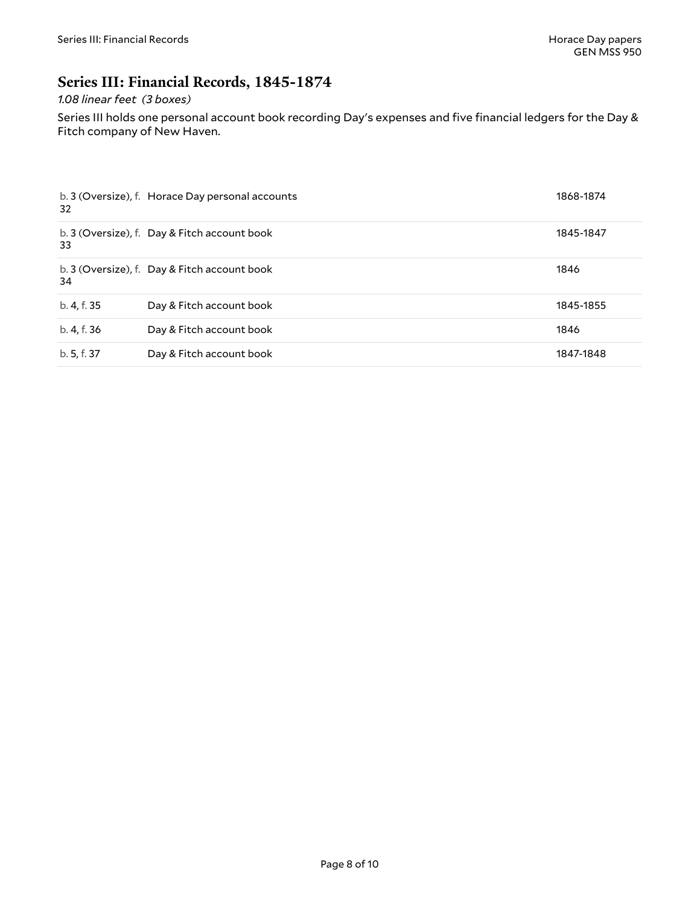## Series III: Financial Records, 1845-1874

*1.08 linear feet (3 boxes)*

Series III holds one personal account book recording Day's expenses and five financial ledgers for the Day & Fitch company of New Haven.

| | | |
|---|---|---|
| b. 3 (Oversize), f. 32 | Horace Day personal accounts | 1868-1874 |
| b. 3 (Oversize), f. 33 | Day & Fitch account book | 1845-1847 |
| b. 3 (Oversize), f. 34 | Day & Fitch account book | 1846 |
| b. 4, f. 35 | Day & Fitch account book | 1845-1855 |
| b. 4, f. 36 | Day & Fitch account book | 1846 |
| b. 5, f. 37 | Day & Fitch account book | 1847-1848 |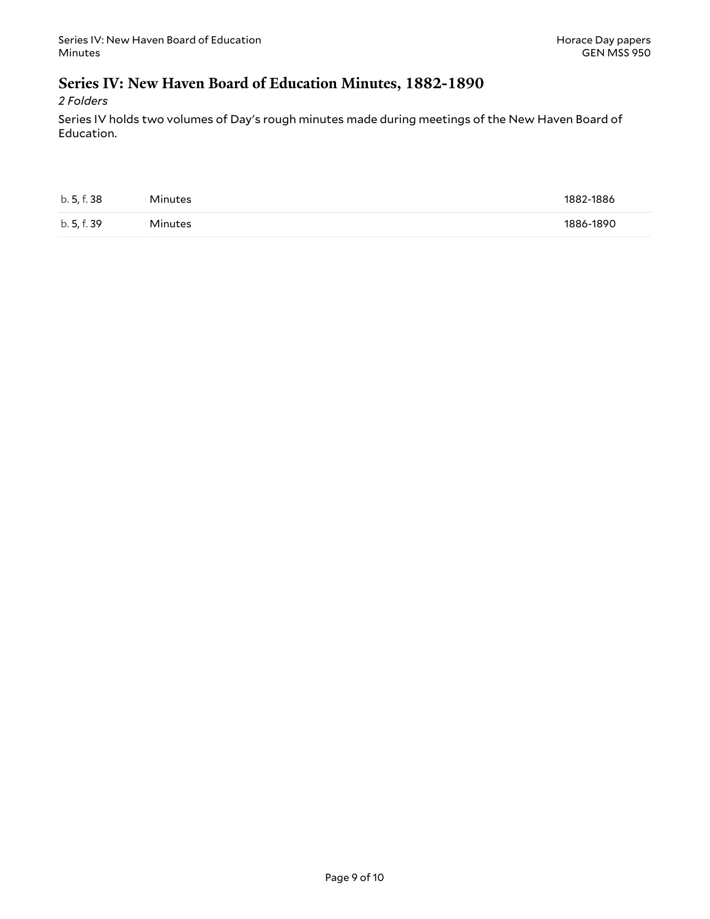## Series IV: New Haven Board of Education Minutes, 1882-1890

*2 Folders*

Series IV holds two volumes of Day's rough minutes made during meetings of the New Haven Board of Education.

| | | |
|---|---|---|
| b. 5, f. 38 | Minutes | 1882-1886 |
| b. 5, f. 39 | Minutes | 1886-1890 |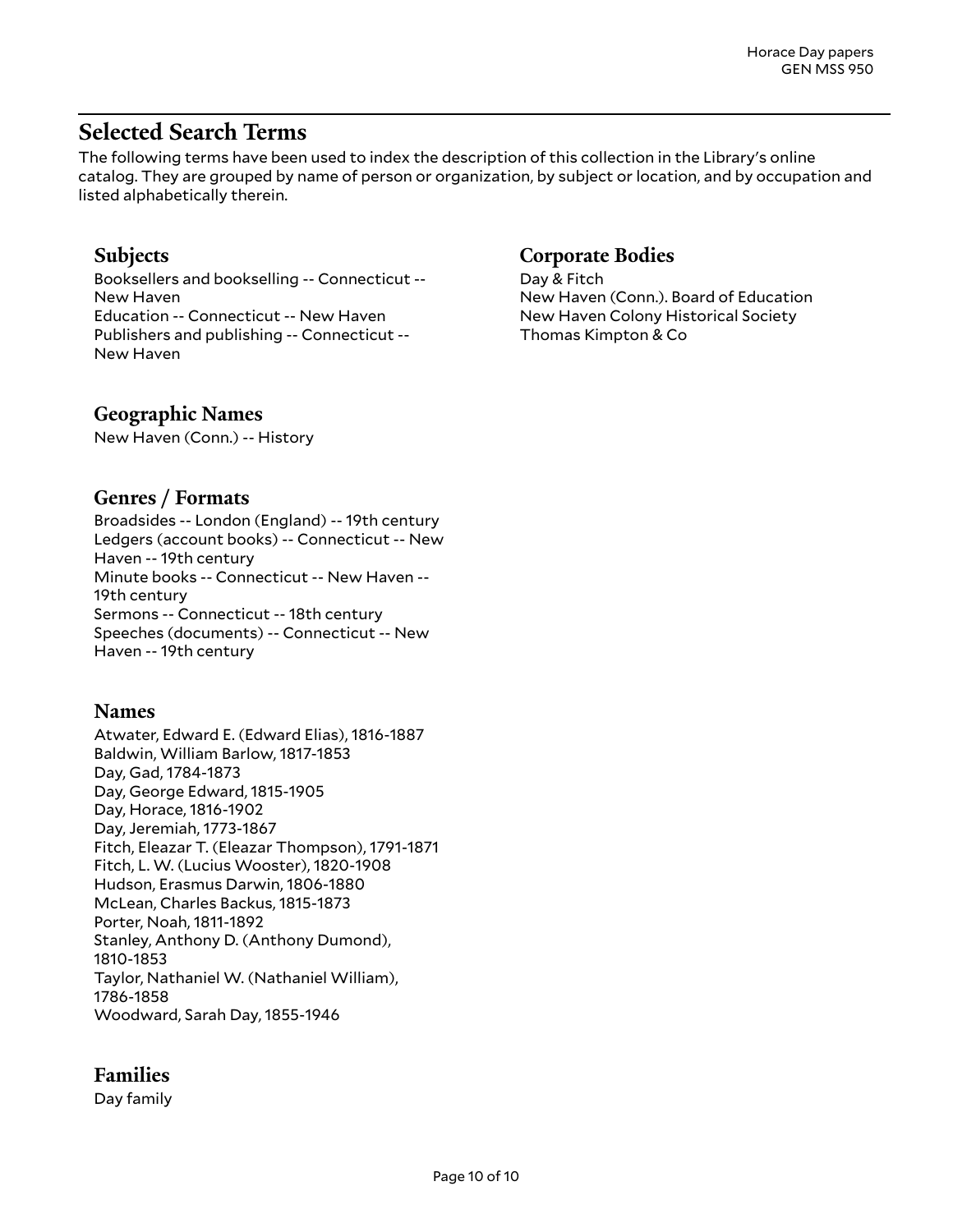## Selected Search Terms

The following terms have been used to index the description of this collection in the Library's online catalog. They are grouped by name of person or organization, by subject or location, and by occupation and listed alphabetically therein.

### Subjects

Booksellers and bookselling -- Connecticut -- New Haven
Education -- Connecticut -- New Haven
Publishers and publishing -- Connecticut -- New Haven

### Geographic Names

New Haven (Conn.) -- History

### Genres / Formats

Broadsides -- London (England) -- 19th century
Ledgers (account books) -- Connecticut -- New Haven -- 19th century
Minute books -- Connecticut -- New Haven -- 19th century
Sermons -- Connecticut -- 18th century
Speeches (documents) -- Connecticut -- New Haven -- 19th century

### Names

Atwater, Edward E. (Edward Elias), 1816-1887
Baldwin, William Barlow, 1817-1853
Day, Gad, 1784-1873
Day, George Edward, 1815-1905
Day, Horace, 1816-1902
Day, Jeremiah, 1773-1867
Fitch, Eleazar T. (Eleazar Thompson), 1791-1871
Fitch, L. W. (Lucius Wooster), 1820-1908
Hudson, Erasmus Darwin, 1806-1880
McLean, Charles Backus, 1815-1873
Porter, Noah, 1811-1892
Stanley, Anthony D. (Anthony Dumond), 1810-1853
Taylor, Nathaniel W. (Nathaniel William), 1786-1858
Woodward, Sarah Day, 1855-1946

### Families

Day family

### Corporate Bodies

Day & Fitch
New Haven (Conn.). Board of Education
New Haven Colony Historical Society
Thomas Kimpton & Co